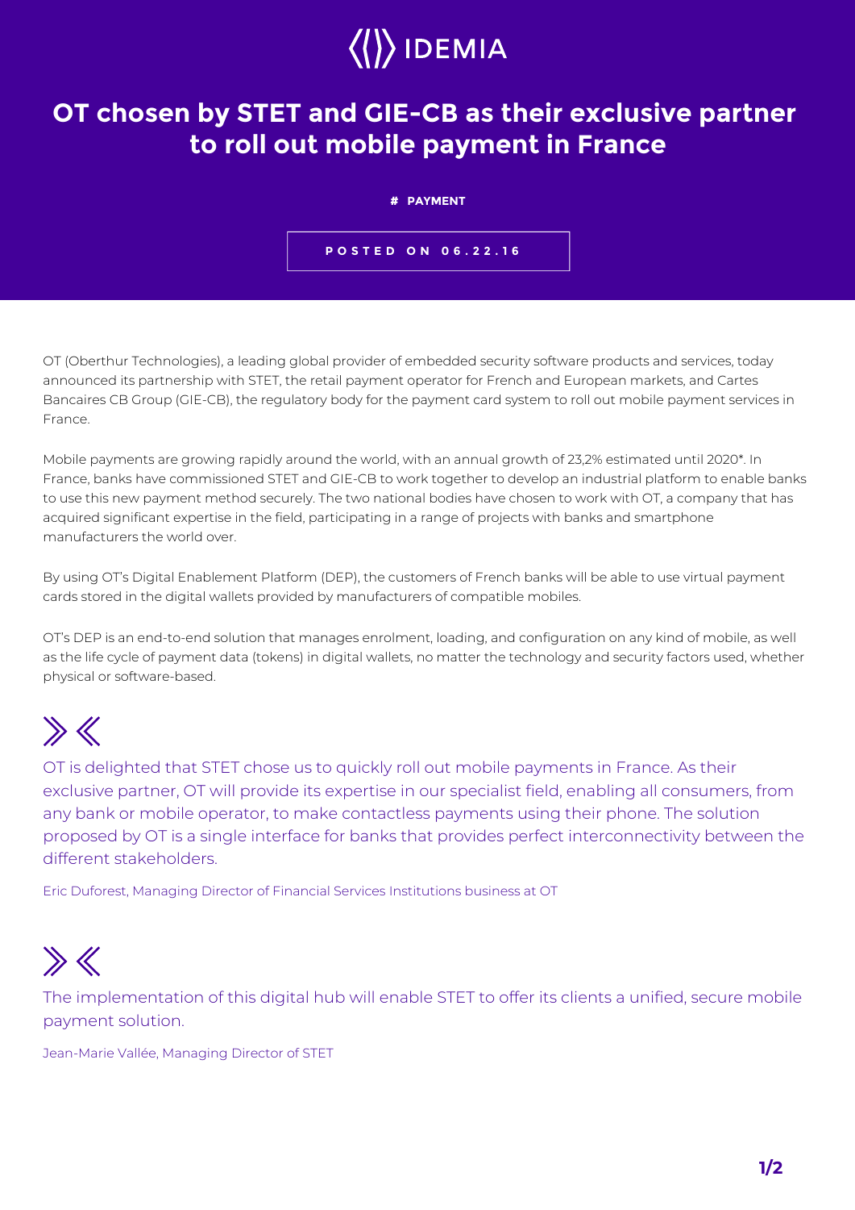IDEMIA

# OT chosen by STET and GIE-CB as their exclusive partner to roll out mobile payment in France

# PAYMENT

POSTED ON 06.22.16

OT (Oberthur Technologies), a leading global provider of embedded security software products and services, today announced its partnership with STET, the retail payment operator for French and European markets, and Cartes Bancaires CB Group (GIE-CB), the regulatory body for the payment card system to roll out mobile payment services in France.

Mobile payments are growing rapidly around the world, with an annual growth of 23,2% estimated until 2020*. In France, banks have commissioned STET and GIE-CB to work together to develop an industrial platform to enable banks to use this new payment method securely. The two national bodies have chosen to work with OT, a company that has acquired significant expertise in the field, participating in a range of projects with banks and smartphone manufacturers the world over.

By using OT's Digital Enablement Platform (DEP), the customers of French banks will be able to use virtual payment cards stored in the digital wallets provided by manufacturers of compatible mobiles.

OT's DEP is an end-to-end solution that manages enrolment, loading, and configuration on any kind of mobile, as well as the life cycle of payment data (tokens) in digital wallets, no matter the technology and security factors used, whether physical or software-based.

> OT is delighted that STET chose us to quickly roll out mobile payments in France. As their exclusive partner, OT will provide its expertise in our specialist field, enabling all consumers, from any bank or mobile operator, to make contactless payments using their phone. The solution proposed by OT is a single interface for banks that provides perfect interconnectivity between the different stakeholders.

Eric Duforest, Managing Director of Financial Services Institutions business at OT

> The implementation of this digital hub will enable STET to offer its clients a unified, secure mobile payment solution.

Jean-Marie Vallée, Managing Director of STET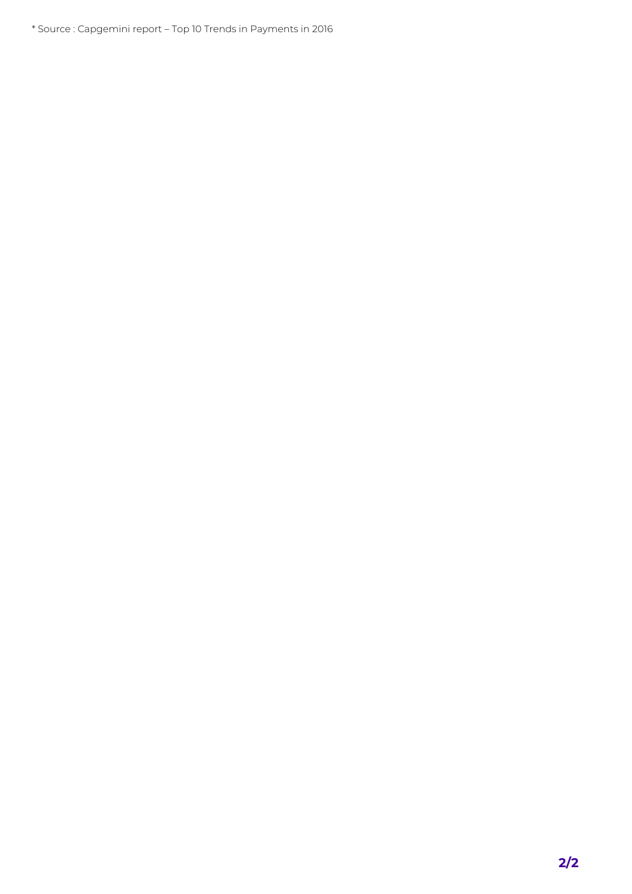* Source : Capgemini report – Top 10 Trends in Payments in 2016